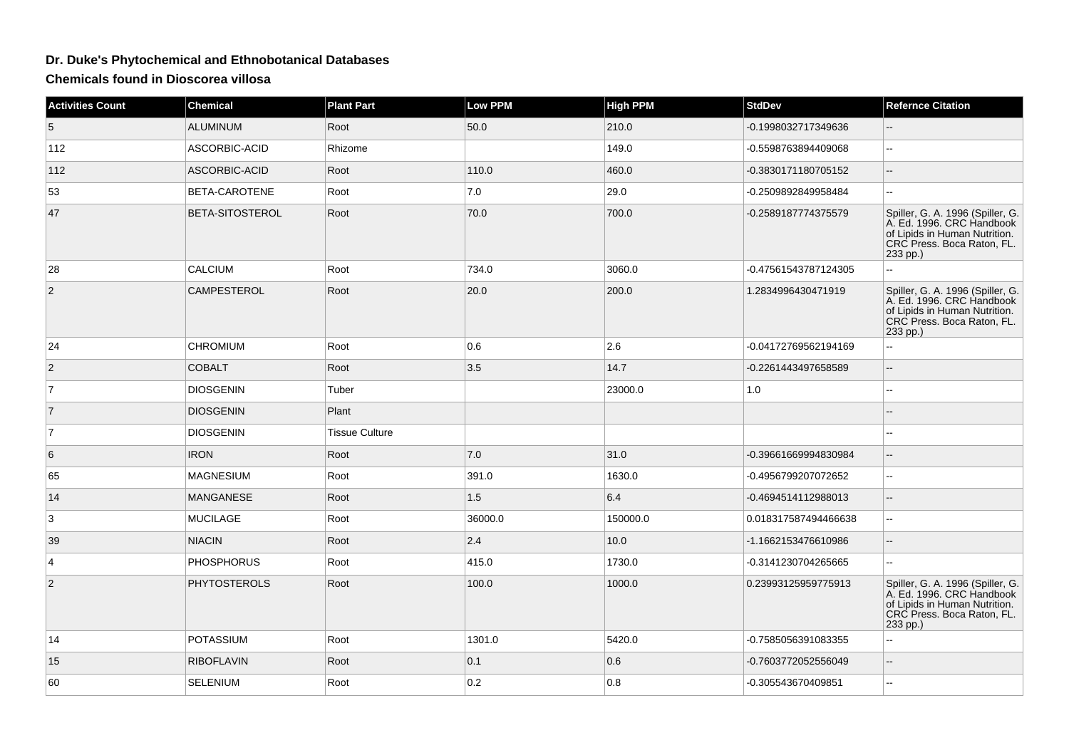# Dr. Duke's Phytochemical and Ethnobotanical Databases

## Chemicals found in Dioscorea villosa

| Activities Count | Chemical | Plant Part | Low PPM | High PPM | StdDev | Refernce Citation |
|---|---|---|---|---|---|---|
| 5 | ALUMINUM | Root | 50.0 | 210.0 | -0.1998032717349636 | -- |
| 112 | ASCORBIC-ACID | Rhizome | | 149.0 | -0.5598763894409068 | -- |
| 112 | ASCORBIC-ACID | Root | 110.0 | 460.0 | -0.3830171180705152 | -- |
| 53 | BETA-CAROTENE | Root | 7.0 | 29.0 | -0.2509892849958484 | -- |
| 47 | BETA-SITOSTEROL | Root | 70.0 | 700.0 | -0.2589187774375579 | Spiller, G. A. 1996 (Spiller, G. A. Ed. 1996. CRC Handbook of Lipids in Human Nutrition. CRC Press. Boca Raton, FL. 233 pp.) |
| 28 | CALCIUM | Root | 734.0 | 3060.0 | -0.47561543787124305 | -- |
| 2 | CAMPESTEROL | Root | 20.0 | 200.0 | 1.2834996430471919 | Spiller, G. A. 1996 (Spiller, G. A. Ed. 1996. CRC Handbook of Lipids in Human Nutrition. CRC Press. Boca Raton, FL. 233 pp.) |
| 24 | CHROMIUM | Root | 0.6 | 2.6 | -0.04172769562194169 | -- |
| 2 | COBALT | Root | 3.5 | 14.7 | -0.2261443497658589 | -- |
| 7 | DIOSGENIN | Tuber | | 23000.0 | 1.0 | -- |
| 7 | DIOSGENIN | Plant | | | | -- |
| 7 | DIOSGENIN | Tissue Culture | | | | -- |
| 6 | IRON | Root | 7.0 | 31.0 | -0.39661669994830984 | -- |
| 65 | MAGNESIUM | Root | 391.0 | 1630.0 | -0.4956799207072652 | -- |
| 14 | MANGANESE | Root | 1.5 | 6.4 | -0.4694514112988013 | -- |
| 3 | MUCILAGE | Root | 36000.0 | 150000.0 | 0.018317587494466638 | -- |
| 39 | NIACIN | Root | 2.4 | 10.0 | -1.1662153476610986 | -- |
| 4 | PHOSPHORUS | Root | 415.0 | 1730.0 | -0.3141230704265665 | -- |
| 2 | PHYTOSTEROLS | Root | 100.0 | 1000.0 | 0.23993125959775913 | Spiller, G. A. 1996 (Spiller, G. A. Ed. 1996. CRC Handbook of Lipids in Human Nutrition. CRC Press. Boca Raton, FL. 233 pp.) |
| 14 | POTASSIUM | Root | 1301.0 | 5420.0 | -0.7585056391083355 | -- |
| 15 | RIBOFLAVIN | Root | 0.1 | 0.6 | -0.7603772052556049 | -- |
| 60 | SELENIUM | Root | 0.2 | 0.8 | -0.305543670409851 | -- |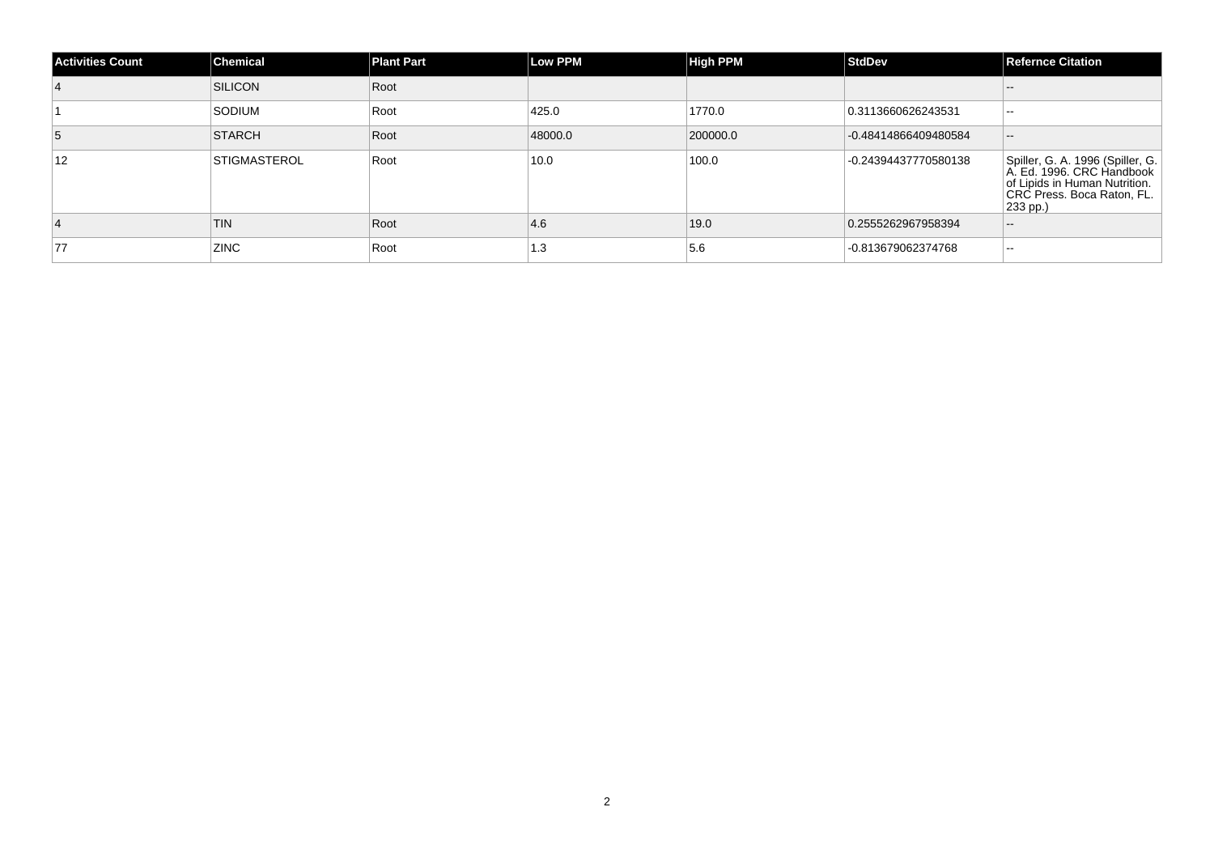| Activities Count | Chemical | Plant Part | Low PPM | High PPM | StdDev | Refernce Citation |
| --- | --- | --- | --- | --- | --- | --- |
| 4 | SILICON | Root | | | | -- |
| 1 | SODIUM | Root | 425.0 | 1770.0 | 0.3113660626243531 | -- |
| 5 | STARCH | Root | 48000.0 | 200000.0 | -0.48414866409480584 | -- |
| 12 | STIGMASTEROL | Root | 10.0 | 100.0 | -0.24394437770580138 | Spiller, G. A. 1996 (Spiller, G. A. Ed. 1996. CRC Handbook of Lipids in Human Nutrition. CRC Press. Boca Raton, FL. 233 pp.) |
| 4 | TIN | Root | 4.6 | 19.0 | 0.2555262967958394 | -- |
| 77 | ZINC | Root | 1.3 | 5.6 | -0.813679062374768 | -- |